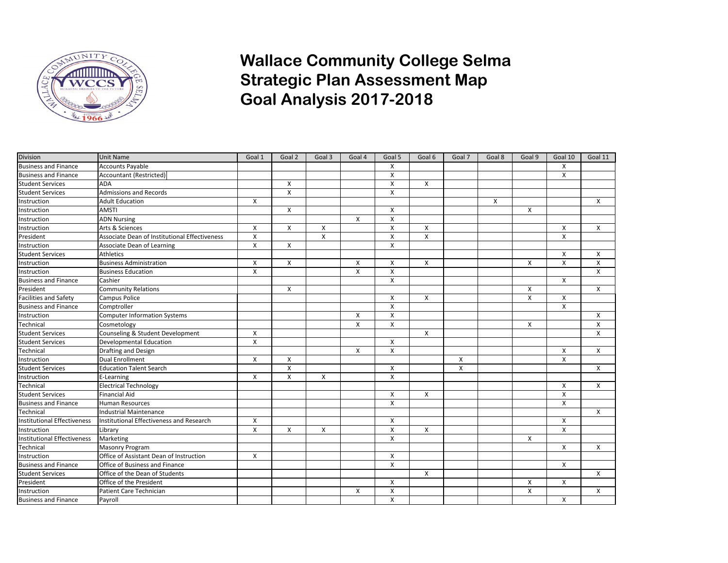# Wallace Community College Selma
# Strategic Plan Assessment Map
# Goal Analysis 2017-2018

| Division | Unit Name | Goal 1 | Goal 2 | Goal 3 | Goal 4 | Goal 5 | Goal 6 | Goal 7 | Goal 8 | Goal 9 | Goal 10 | Goal 11 |
|---|---|---|---|---|---|---|---|---|---|---|---|---|
| Business and Finance | Accounts Payable | | | | | X | | | | | X | |
| Business and Finance | Accountant (Restricted) | | | | | X | | | | | X | |
| Student Services | ADA | | X | | | X | X | | | | | |
| Student Services | Admissions and Records | | X | | | X | | | | | | |
| Instruction | Adult Education | X | | | | | | | X | | | X |
| Instruction | AMSTI | | X | | | X | | | | X | | |
| Instruction | ADN Nursing | | | | X | X | | | | | | |
| Instruction | Arts & Sciences | X | X | X | | X | X | | | | X | X |
| President | Associate Dean of Institutional Effectiveness | X | | X | | X | X | | | | X | |
| Instruction | Associate Dean of Learning | X | X | | | X | | | | | | |
| Student Services | Athletics | | | | | | | | | | X | X |
| Instruction | Business Administration | X | X | | X | X | X | | | X | X | X |
| Instruction | Business Education | X | | | X | X | | | | | | X |
| Business and Finance | Cashier | | | | | X | | | | | X | |
| President | Community Relations | | X | | | | | | | X | | X |
| Facilities and Safety | Campus Police | | | | | X | X | | | X | X | |
| Business and Finance | Comptroller | | | | | X | | | | | X | |
| Instruction | Computer Information Systems | | | | X | X | | | | | | X |
| Technical | Cosmetology | | | | X | X | | | | X | | X |
| Student Services | Counseling & Student Development | X | | | | | X | | | | | X |
| Student Services | Developmental Education | X | | | | X | | | | | | |
| Technical | Drafting and Design | | | | X | X | | | | | X | X |
| Instruction | Dual Enrollment | X | X | | | | | X | | | X | |
| Student Services | Education Talent Search | | X | | | X | | X | | | | X |
| Instruction | E-Learning | X | X | X | | X | | | | | | |
| Technical | Electrical Technology | | | | | | | | | | X | X |
| Student Services | Financial Aid | | | | | X | X | | | | X | |
| Business and Finance | Human Resources | | | | | X | | | | | X | |
| Technical | Industrial Maintenance | | | | | | | | | | | X |
| Institutional Effectiveness | Institutional Effectiveness and Research | X | | | | X | | | | | X | |
| Instruction | Library | X | X | X | | X | X | | | | X | |
| Institutional Effectiveness | Marketing | | | | | X | | | | X | | |
| Technical | Masonry Program | | | | | | | | | | X | X |
| Instruction | Office of Assistant Dean of Instruction | X | | | | X | | | | | | |
| Business and Finance | Office of Business and Finance | | | | | X | | | | | X | |
| Student Services | Office of the Dean of Students | | | | | | X | | | | | X |
| President | Office of the President | | | | | X | | | | X | X | |
| Instruction | Patient Care Technician | | | | X | X | | | | X | | X |
| Business and Finance | Payroll | | | | | X | | | | | X | |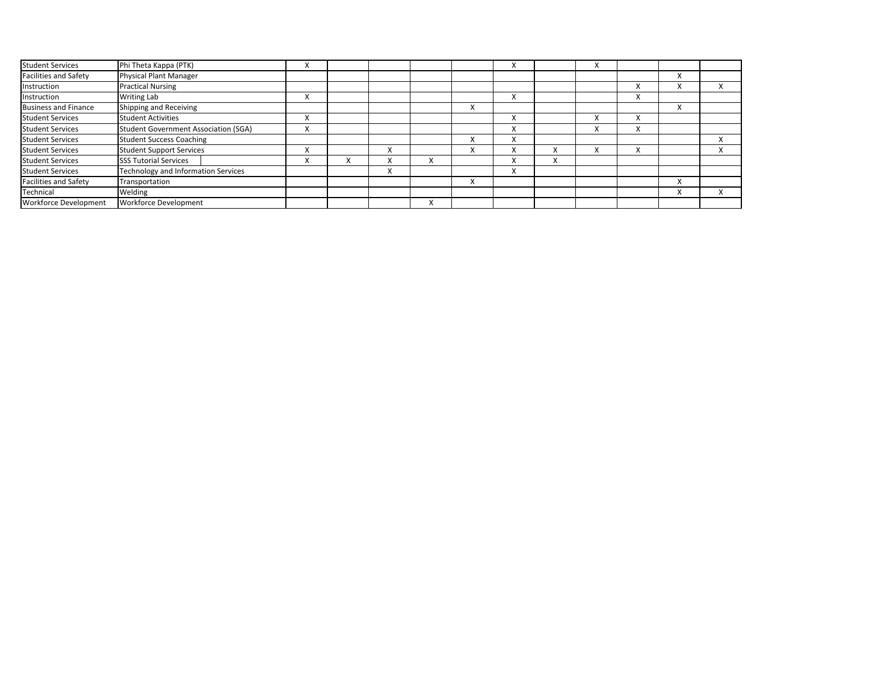| | | | | | | | | | | | | |
|---|---|---|---|---|---|---|---|---|---|---|---|---|
| Student Services | Phi Theta Kappa (PTK) | X | | | | | X | | X | | | |
| Facilities and Safety | Physical Plant Manager | | | | | | | | | | X | |
| Instruction | Practical Nursing | | | | | | | | | X | X | X |
| Instruction | Writing Lab | X | | | | | X | | | X | | |
| Business and Finance | Shipping and Receiving | | | | | X | | | | | X | |
| Student Services | Student Activities | X | | | | | X | | X | X | | |
| Student Services | Student Government Association (SGA) | X | | | | | X | | X | X | | |
| Student Services | Student Success Coaching | | | | | X | X | | | | | X |
| Student Services | Student Support Services | X | | X | | X | X | X | X | X | | X |
| Student Services | SSS Tutorial Services | X | X | X | X | | X | X | | | | |
| Student Services | Technology and Information Services | | | X | | | X | | | | | |
| Facilities and Safety | Transportation | | | | | X | | | | | X | |
| Technical | Welding | | | | | | | | | | X | X |
| Workforce Development | Workforce Development | | | | X | | | | | | | |